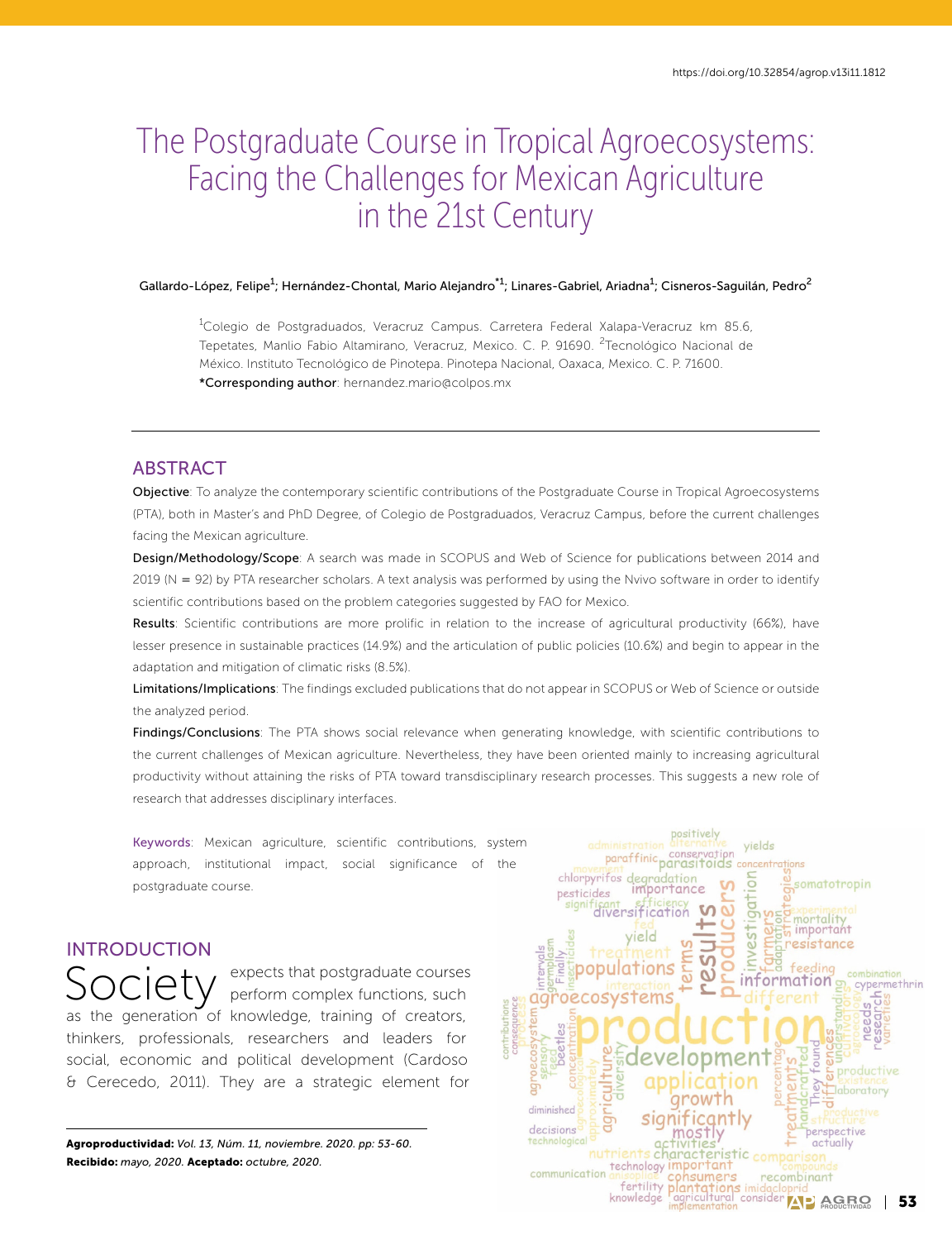https://doi.org/10.32854/agrop.v13i11.1812

# The Postgraduate Course in Tropical Agroecosystems: Facing the Challenges for Mexican Agriculture in the 21st Century

Gallardo-López, Felipe[1]; Hernández-Chontal, Mario Alejandro*[1]; Linares-Gabriel, Ariadna[1]; Cisneros-Saguilán, Pedro[2]

[1]Colegio de Postgraduados, Veracruz Campus. Carretera Federal Xalapa-Veracruz km 85.6, Tepetates, Manlio Fabio Altamirano, Veracruz, Mexico. C. P. 91690. [2]Tecnológico Nacional de México. Instituto Tecnológico de Pinotepa. Pinotepa Nacional, Oaxaca, Mexico. C. P. 71600.
*Corresponding author: hernandez.mario@colpos.mx

## ABSTRACT

**Objective**: To analyze the contemporary scientific contributions of the Postgraduate Course in Tropical Agroecosystems (PTA), both in Master's and PhD Degree, of Colegio de Postgraduados, Veracruz Campus, before the current challenges facing the Mexican agriculture.

**Design/Methodology/Scope**: A search was made in SCOPUS and Web of Science for publications between 2014 and 2019 (N = 92) by PTA researcher scholars. A text analysis was performed by using the Nvivo software in order to identify scientific contributions based on the problem categories suggested by FAO for Mexico.

**Results**: Scientific contributions are more prolific in relation to the increase of agricultural productivity (66%), have lesser presence in sustainable practices (14.9%) and the articulation of public policies (10.6%) and begin to appear in the adaptation and mitigation of climatic risks (8.5%).

**Limitations/Implications**: The findings excluded publications that do not appear in SCOPUS or Web of Science or outside the analyzed period.

**Findings/Conclusions**: The PTA shows social relevance when generating knowledge, with scientific contributions to the current challenges of Mexican agriculture. Nevertheless, they have been oriented mainly to increasing agricultural productivity without attaining the risks of PTA toward transdisciplinary research processes. This suggests a new role of research that addresses disciplinary interfaces.

**Keywords**: Mexican agriculture, scientific contributions, system approach, institutional impact, social significance of the postgraduate course.

## INTRODUCTION

Society expects that postgraduate courses perform complex functions, such as the generation of knowledge, training of creators, thinkers, professionals, researchers and leaders for social, economic and political development (Cardoso & Cerecedo, 2011). They are a strategic element for

**Agroproductividad:** *Vol. 13, Núm. 11, noviembre. 2020. pp: 53-60.*
**Recibido:** *mayo, 2020.* **Aceptado:** *octubre, 2020.*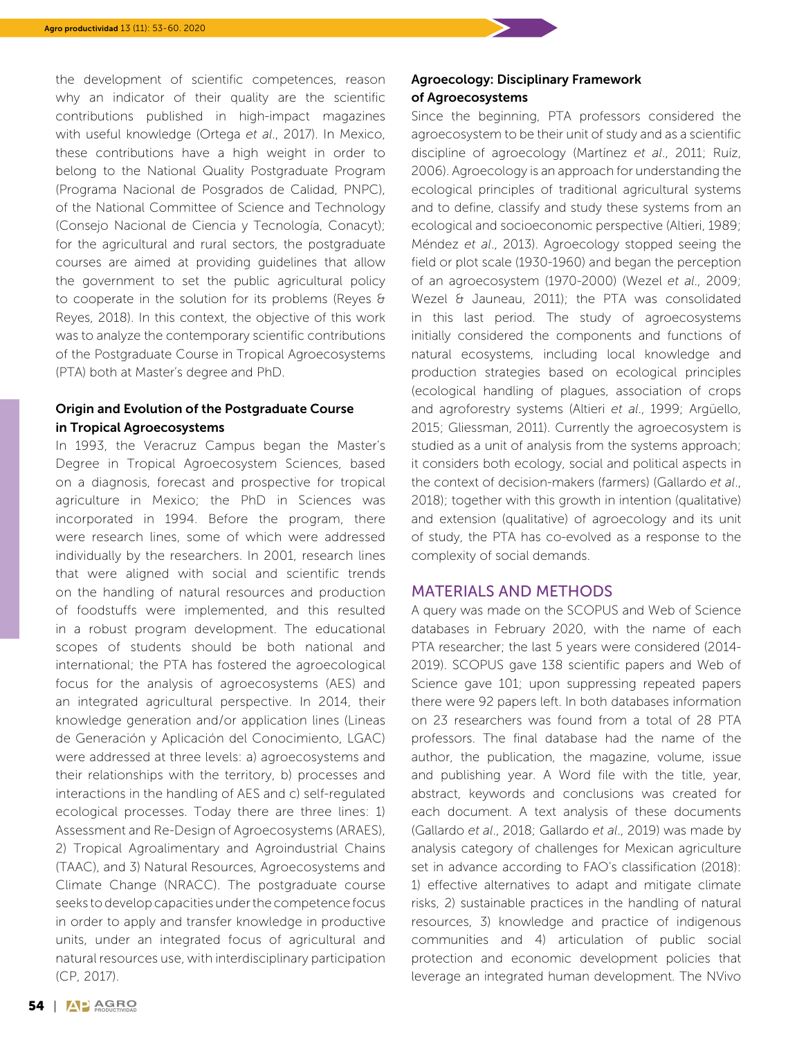the development of scientific competences, reason why an indicator of their quality are the scientific contributions published in high-impact magazines with useful knowledge (Ortega *et al*., 2017). In Mexico, these contributions have a high weight in order to belong to the National Quality Postgraduate Program (Programa Nacional de Posgrados de Calidad, PNPC), of the National Committee of Science and Technology (Consejo Nacional de Ciencia y Tecnología, Conacyt); for the agricultural and rural sectors, the postgraduate courses are aimed at providing guidelines that allow the government to set the public agricultural policy to cooperate in the solution for its problems (Reyes & Reyes, 2018). In this context, the objective of this work was to analyze the contemporary scientific contributions of the Postgraduate Course in Tropical Agroecosystems (PTA) both at Master's degree and PhD.

### Origin and Evolution of the Postgraduate Course in Tropical Agroecosystems

In 1993, the Veracruz Campus began the Master's Degree in Tropical Agroecosystem Sciences, based on a diagnosis, forecast and prospective for tropical agriculture in Mexico; the PhD in Sciences was incorporated in 1994. Before the program, there were research lines, some of which were addressed individually by the researchers. In 2001, research lines that were aligned with social and scientific trends on the handling of natural resources and production of foodstuffs were implemented, and this resulted in a robust program development. The educational scopes of students should be both national and international; the PTA has fostered the agroecological focus for the analysis of agroecosystems (AES) and an integrated agricultural perspective. In 2014, their knowledge generation and/or application lines (Lineas de Generación y Aplicación del Conocimiento, LGAC) were addressed at three levels: a) agroecosystems and their relationships with the territory, b) processes and interactions in the handling of AES and c) self-regulated ecological processes. Today there are three lines: 1) Assessment and Re-Design of Agroecosystems (ARAES), 2) Tropical Agroalimentary and Agroindustrial Chains (TAAC), and 3) Natural Resources, Agroecosystems and Climate Change (NRACC). The postgraduate course seeks to develop capacities under the competence focus in order to apply and transfer knowledge in productive units, under an integrated focus of agricultural and natural resources use, with interdisciplinary participation (CP, 2017).

### Agroecology: Disciplinary Framework of Agroecosystems

Since the beginning, PTA professors considered the agroecosystem to be their unit of study and as a scientific discipline of agroecology (Martínez *et al*., 2011; Ruíz, 2006). Agroecology is an approach for understanding the ecological principles of traditional agricultural systems and to define, classify and study these systems from an ecological and socioeconomic perspective (Altieri, 1989; Méndez *et al*., 2013). Agroecology stopped seeing the field or plot scale (1930-1960) and began the perception of an agroecosystem (1970-2000) (Wezel *et al*., 2009; Wezel & Jauneau, 2011); the PTA was consolidated in this last period. The study of agroecosystems initially considered the components and functions of natural ecosystems, including local knowledge and production strategies based on ecological principles (ecological handling of plagues, association of crops and agroforestry systems (Altieri *et al*., 1999; Argüello, 2015; Gliessman, 2011). Currently the agroecosystem is studied as a unit of analysis from the systems approach; it considers both ecology, social and political aspects in the context of decision-makers (farmers) (Gallardo *et al*., 2018); together with this growth in intention (qualitative) and extension (qualitative) of agroecology and its unit of study, the PTA has co-evolved as a response to the complexity of social demands.

## MATERIALS AND METHODS

A query was made on the SCOPUS and Web of Science databases in February 2020, with the name of each PTA researcher; the last 5 years were considered (2014-2019). SCOPUS gave 138 scientific papers and Web of Science gave 101; upon suppressing repeated papers there were 92 papers left. In both databases information on 23 researchers was found from a total of 28 PTA professors. The final database had the name of the author, the publication, the magazine, volume, issue and publishing year. A Word file with the title, year, abstract, keywords and conclusions was created for each document. A text analysis of these documents (Gallardo *et al*., 2018; Gallardo *et al*., 2019) was made by analysis category of challenges for Mexican agriculture set in advance according to FAO's classification (2018): 1) effective alternatives to adapt and mitigate climate risks, 2) sustainable practices in the handling of natural resources, 3) knowledge and practice of indigenous communities and 4) articulation of public social protection and economic development policies that leverage an integrated human development. The NVivo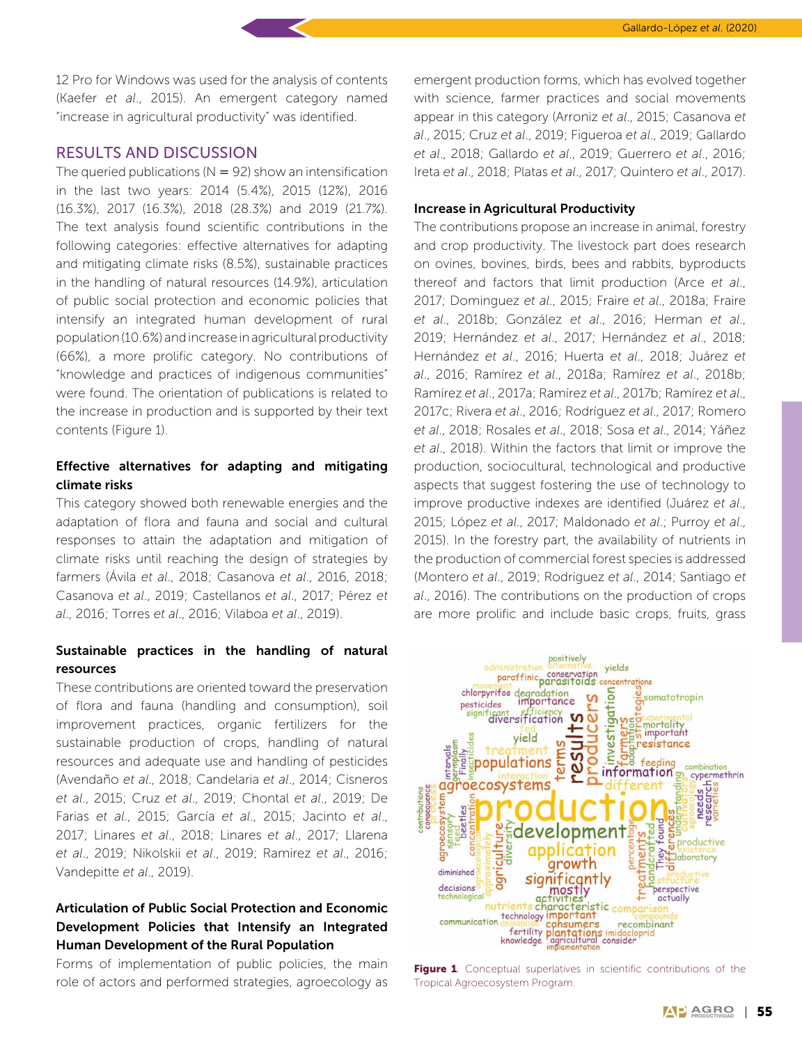12 Pro for Windows was used for the analysis of contents (Kaefer *et al*., 2015). An emergent category named "increase in agricultural productivity" was identified.

## RESULTS AND DISCUSSION

The queried publications (N = 92) show an intensification in the last two years: 2014 (5.4%), 2015 (12%), 2016 (16.3%), 2017 (16.3%), 2018 (28.3%) and 2019 (21.7%). The text analysis found scientific contributions in the following categories: effective alternatives for adapting and mitigating climate risks (8.5%), sustainable practices in the handling of natural resources (14.9%), articulation of public social protection and economic policies that intensify an integrated human development of rural population (10.6%) and increase in agricultural productivity (66%), a more prolific category. No contributions of "knowledge and practices of indigenous communities" were found. The orientation of publications is related to the increase in production and is supported by their text contents (Figure 1).

### Effective alternatives for adapting and mitigating climate risks

This category showed both renewable energies and the adaptation of flora and fauna and social and cultural responses to attain the adaptation and mitigation of climate risks until reaching the design of strategies by farmers (Ávila *et al*., 2018; Casanova *et al*., 2016, 2018; Casanova *et al*., 2019; Castellanos *et al*., 2017; Pérez *et al*., 2016; Torres *et al*., 2016; Vilaboa *et al*., 2019).

### Sustainable practices in the handling of natural resources

These contributions are oriented toward the preservation of flora and fauna (handling and consumption), soil improvement practices, organic fertilizers for the sustainable production of crops, handling of natural resources and adequate use and handling of pesticides (Avendaño *et al*., 2018; Candelaria *et al*., 2014; Cisneros *et al*., 2015; Cruz *et al*., 2019; Chontal *et al*., 2019; De Farias *et al*., 2015; García *et al*., 2015; Jacinto *et al*., 2017; Linares *et al*., 2018; Linares *et al*., 2017; Llarena *et al*., 2019; Nikolskii *et al*., 2019; Ramirez *et al*., 2016; Vandepitte *et al*., 2019).

### Articulation of Public Social Protection and Economic Development Policies that Intensify an Integrated Human Development of the Rural Population

Forms of implementation of public policies, the main role of actors and performed strategies, agroecology as emergent production forms, which has evolved together with science, farmer practices and social movements appear in this category (Arroniz *et al*., 2015; Casanova *et al*., 2015; Cruz *et al*., 2019; Figueroa *et al*., 2019; Gallardo *et al*., 2018; Gallardo *et al*., 2019; Guerrero *et al*., 2016; Ireta *et al*., 2018; Platas *et al*., 2017; Quintero *et al*., 2017).

### Increase in Agricultural Productivity

The contributions propose an increase in animal, forestry and crop productivity. The livestock part does research on ovines, bovines, birds, bees and rabbits, byproducts thereof and factors that limit production (Arce *et al*., 2017; Dominguez *et al*., 2015; Fraire *et al*., 2018a; Fraire *et al*., 2018b; González *et al*., 2016; Herman *et al*., 2019; Hernández *et al*., 2017; Hernández *et al*., 2018; Hernández *et al*., 2016; Huerta *et al*., 2018; Juárez *et al*., 2016; Ramírez *et al*., 2018a; Ramírez *et al*., 2018b; Ramírez *et al*., 2017a; Ramírez *et al*., 2017b; Ramírez *et al*., 2017c; Rivera *et al*., 2016; Rodríguez *et al*., 2017; Romero *et al*., 2018; Rosales *et al*., 2018; Sosa *et al*., 2014; Yáñez *et al*., 2018). Within the factors that limit or improve the production, sociocultural, technological and productive aspects that suggest fostering the use of technology to improve productive indexes are identified (Juárez *et al*., 2015; López *et al*., 2017; Maldonado *et al*.; Purroy *et al*., 2015). In the forestry part, the availability of nutrients in the production of commercial forest species is addressed (Montero *et al*., 2019; Rodríguez *et al*., 2014; Santiago *et al*., 2016). The contributions on the production of crops are more prolific and include basic crops, fruits, grass

**Figure 1**. Conceptual superlatives in scientific contributions of the Tropical Agroecosystem Program.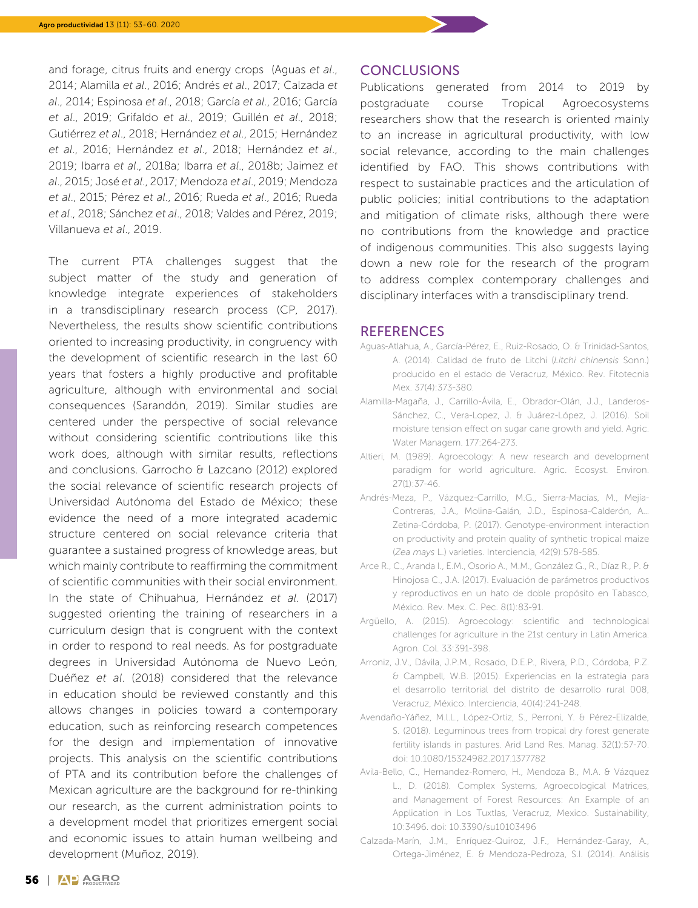and forage, citrus fruits and energy crops (Aguas *et al.*, 2014; Alamilla *et al.*, 2016; Andrés *et al.*, 2017; Calzada *et al.*, 2014; Espinosa *et al.*, 2018; García *et al.*, 2016; García *et al.*, 2019; Grifaldo *et al.*, 2019; Guillén *et al.*, 2018; Gutiérrez *et al.*, 2018; Hernández *et al.*, 2015; Hernández *et al.*, 2016; Hernández *et al.*, 2018; Hernández *et al.*, 2019; Ibarra *et al.*, 2018a; Ibarra *et al.*, 2018b; Jaimez *et al.*, 2015; José *et al.*, 2017; Mendoza *et al.*, 2019; Mendoza *et al.*, 2015; Pérez *et al.*, 2016; Rueda *et al.*, 2016; Rueda *et al.*, 2018; Sánchez *et al.*, 2018; Valdes and Pérez, 2019; Villanueva *et al.*, 2019.

The current PTA challenges suggest that the subject matter of the study and generation of knowledge integrate experiences of stakeholders in a transdisciplinary research process (CP, 2017). Nevertheless, the results show scientific contributions oriented to increasing productivity, in congruency with the development of scientific research in the last 60 years that fosters a highly productive and profitable agriculture, although with environmental and social consequences (Sarandón, 2019). Similar studies are centered under the perspective of social relevance without considering scientific contributions like this work does, although with similar results, reflections and conclusions. Garrocho & Lazcano (2012) explored the social relevance of scientific research projects of Universidad Autónoma del Estado de México; these evidence the need of a more integrated academic structure centered on social relevance criteria that guarantee a sustained progress of knowledge areas, but which mainly contribute to reaffirming the commitment of scientific communities with their social environment. In the state of Chihuahua, Hernández *et al.* (2017) suggested orienting the training of researchers in a curriculum design that is congruent with the context in order to respond to real needs. As for postgraduate degrees in Universidad Autónoma de Nuevo León, Duéñez *et al.* (2018) considered that the relevance in education should be reviewed constantly and this allows changes in policies toward a contemporary education, such as reinforcing research competences for the design and implementation of innovative projects. This analysis on the scientific contributions of PTA and its contribution before the challenges of Mexican agriculture are the background for re-thinking our research, as the current administration points to a development model that prioritizes emergent social and economic issues to attain human wellbeing and development (Muñoz, 2019).

## CONCLUSIONS

Publications generated from 2014 to 2019 by postgraduate course Tropical Agroecosystems researchers show that the research is oriented mainly to an increase in agricultural productivity, with low social relevance, according to the main challenges identified by FAO. This shows contributions with respect to sustainable practices and the articulation of public policies; initial contributions to the adaptation and mitigation of climate risks, although there were no contributions from the knowledge and practice of indigenous communities. This also suggests laying down a new role for the research of the program to address complex contemporary challenges and disciplinary interfaces with a transdisciplinary trend.

## REFERENCES

Aguas-Atlahua, A., García-Pérez, E., Ruiz-Rosado, O. & Trinidad-Santos, A. (2014). Calidad de fruto de Litchi (*Litchi chinensis* Sonn.) producido en el estado de Veracruz, México. Rev. Fitotecnia Mex. 37(4):373-380.

Alamilla-Magaña, J., Carrillo-Ávila, E., Obrador-Olán, J.J., Landeros-Sánchez, C., Vera-Lopez, J. & Juárez-López, J. (2016). Soil moisture tension effect on sugar cane growth and yield. Agric. Water Managem. 177:264-273.

Altieri, M. (1989). Agroecology: A new research and development paradigm for world agriculture. Agric. Ecosyst. Environ. 27(1):37-46.

Andrés-Meza, P., Vázquez-Carrillo, M.G., Sierra-Macías, M., Mejía-Contreras, J.A., Molina-Galán, J.D., Espinosa-Calderón, A... Zetina-Córdoba, P. (2017). Genotype-environment interaction on productivity and protein quality of synthetic tropical maize (*Zea mays* L.) varieties. Interciencia, 42(9):578-585.

Arce R., C., Aranda I., E.M., Osorio A., M.M., González G., R., Díaz R., P. & Hinojosa C., J.A. (2017). Evaluación de parámetros productivos y reproductivos en un hato de doble propósito en Tabasco, México. Rev. Mex. C. Pec. 8(1):83-91.

Argüello, A. (2015). Agroecology: scientific and technological challenges for agriculture in the 21st century in Latin America. Agron. Col. 33:391-398.

Arroniz, J.V., Dávila, J.P.M., Rosado, D.E.P., Rivera, P.D., Córdoba, P.Z. & Campbell, W.B. (2015). Experiencias en la estrategia para el desarrollo territorial del distrito de desarrollo rural 008, Veracruz, México. Interciencia, 40(4):241-248.

Avendaño-Yáñez, M.L.L., López-Ortiz, S., Perroni, Y. & Pérez-Elizalde, S. (2018). Leguminous trees from tropical dry forest generate fertility islands in pastures. Arid Land Res. Manag. 32(1):57-70. doi: 10.1080/15324982.2017.1377782

Avila-Bello, C., Hernandez-Romero, H., Mendoza B., M.A. & Vázquez L., D. (2018). Complex Systems, Agroecological Matrices, and Management of Forest Resources: An Example of an Application in Los Tuxtlas, Veracruz, Mexico. Sustainability, 10:3496. doi: 10.3390/su10103496

Calzada-Marín, J.M., Enríquez-Quiroz, J.F., Hernández-Garay, A., Ortega-Jiménez, E. & Mendoza-Pedroza, S.I. (2014). Análisis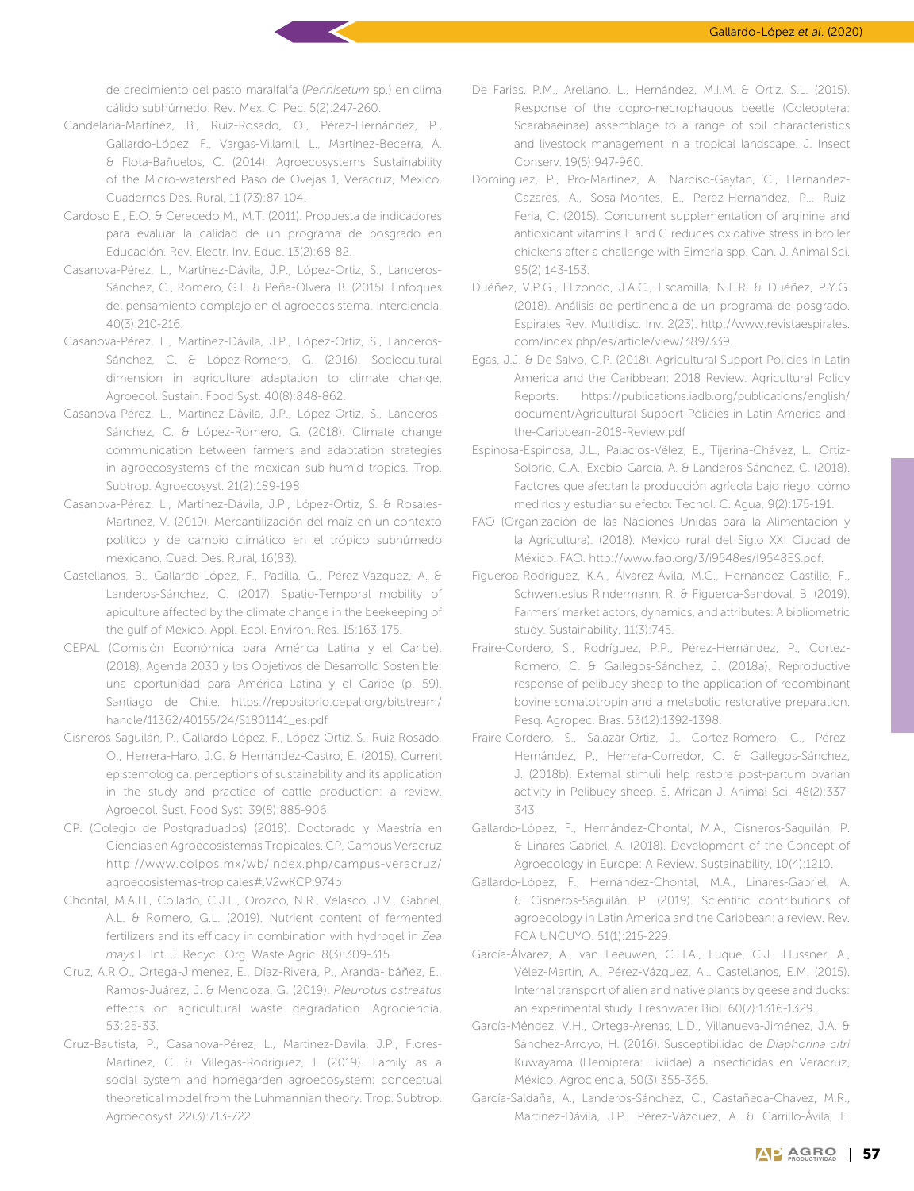de crecimiento del pasto maralfalfa (*Pennisetum* sp.) en clima cálido subhúmedo. Rev. Mex. C. Pec. 5(2):247-260.

Candelaria-Martínez, B., Ruiz-Rosado, O., Pérez-Hernández, P., Gallardo-López, F., Vargas-Villamil, L., Martínez-Becerra, Á. & Flota-Bañuelos, C. (2014). Agroecosystems Sustainability of the Micro-watershed Paso de Ovejas 1, Veracruz, Mexico. Cuadernos Des. Rural, 11 (73):87-104.

Cardoso E., E.O. & Cerecedo M., M.T. (2011). Propuesta de indicadores para evaluar la calidad de un programa de posgrado en Educación. Rev. Electr. Inv. Educ. 13(2):68-82.

Casanova-Pérez, L., Martínez-Dávila, J.P., López-Ortiz, S., Landeros-Sánchez, C., Romero, G.L. & Peña-Olvera, B. (2015). Enfoques del pensamiento complejo en el agroecosistema. Interciencia, 40(3):210-216.

Casanova-Pérez, L., Martínez-Dávila, J.P., López-Ortiz, S., Landeros-Sánchez, C. & López-Romero, G. (2016). Sociocultural dimension in agriculture adaptation to climate change. Agroecol. Sustain. Food Syst. 40(8):848-862.

Casanova-Pérez, L., Martínez-Dávila, J.P., López-Ortiz, S., Landeros-Sánchez, C. & López-Romero, G. (2018). Climate change communication between farmers and adaptation strategies in agroecosystems of the mexican sub-humid tropics. Trop. Subtrop. Agroecosyst. 21(2):189-198.

Casanova-Pérez, L., Martínez-Dávila, J.P., López-Ortiz, S. & Rosales-Martínez, V. (2019). Mercantilización del maíz en un contexto político y de cambio climático en el trópico subhúmedo mexicano. Cuad. Des. Rural, 16(83).

Castellanos, B., Gallardo-López, F., Padilla, G., Pérez-Vazquez, A. & Landeros-Sánchez, C. (2017). Spatio-Temporal mobility of apiculture affected by the climate change in the beekeeping of the gulf of Mexico. Appl. Ecol. Environ. Res. 15:163-175.

CEPAL (Comisión Económica para América Latina y el Caribe). (2018). Agenda 2030 y los Objetivos de Desarrollo Sostenible: una oportunidad para América Latina y el Caribe (p. 59). Santiago de Chile. https://repositorio.cepal.org/bitstream/handle/11362/40155/24/S1801141_es.pdf

Cisneros-Saguilán, P., Gallardo-López, F., López-Ortíz, S., Ruiz Rosado, O., Herrera-Haro, J.G. & Hernández-Castro, E. (2015). Current epistemological perceptions of sustainability and its application in the study and practice of cattle production: a review. Agroecol. Sust. Food Syst. 39(8):885-906.

CP. (Colegio de Postgraduados) (2018). Doctorado y Maestría en Ciencias en Agroecosistemas Tropicales. CP, Campus Veracruz http://www.colpos.mx/wb/index.php/campus-veracruz/agroecosistemas-tropicales#.V2wKCPl974b

Chontal, M.A.H., Collado, C.J.L., Orozco, N.R., Velasco, J.V., Gabriel, A.L. & Romero, G.L. (2019). Nutrient content of fermented fertilizers and its efficacy in combination with hydrogel in *Zea mays* L. Int. J. Recycl. Org. Waste Agric. 8(3):309-315.

Cruz, A.R.O., Ortega-Jimenez, E., Díaz-Rivera, P., Aranda-Ibáñez, E., Ramos-Juárez, J. & Mendoza, G. (2019). *Pleurotus ostreatus* effects on agricultural waste degradation. Agrociencia, 53:25-33.

Cruz-Bautista, P., Casanova-Pérez, L., Martinez-Davila, J.P., Flores-Martinez, C. & Villegas-Rodriguez, I. (2019). Family as a social system and homegarden agroecosystem: conceptual theoretical model from the Luhmannian theory. Trop. Subtrop. Agroecosyst. 22(3):713-722.

De Farias, P.M., Arellano, L., Hernández, M.I.M. & Ortiz, S.L. (2015). Response of the copro-necrophagous beetle (Coleoptera: Scarabaeinae) assemblage to a range of soil characteristics and livestock management in a tropical landscape. J. Insect Conserv. 19(5):947-960.

Dominguez, P., Pro-Martinez, A., Narciso-Gaytan, C., Hernandez-Cazares, A., Sosa-Montes, E., Perez-Hernandez, P... Ruiz-Feria, C. (2015). Concurrent supplementation of arginine and antioxidant vitamins E and C reduces oxidative stress in broiler chickens after a challenge with Eimeria spp. Can. J. Animal Sci. 95(2):143-153.

Duéñez, V.P.G., Elizondo, J.A.C., Escamilla, N.E.R. & Duéñez, P.Y.G. (2018). Análisis de pertinencia de un programa de posgrado. Espirales Rev. Multidisc. Inv. 2(23). http://www.revistaespirales.com/index.php/es/article/view/389/339.

Egas, J.J. & De Salvo, C.P. (2018). Agricultural Support Policies in Latin America and the Caribbean: 2018 Review. Agricultural Policy Reports. https://publications.iadb.org/publications/english/document/Agricultural-Support-Policies-in-Latin-America-and-the-Caribbean-2018-Review.pdf

Espinosa-Espinosa, J.L., Palacios-Vélez, E., Tijerina-Chávez, L., Ortiz-Solorio, C.A., Exebio-García, A. & Landeros-Sánchez, C. (2018). Factores que afectan la producción agrícola bajo riego: cómo medirlos y estudiar su efecto. Tecnol. C. Agua, 9(2):175-191.

FAO (Organización de las Naciones Unidas para la Alimentación y la Agricultura). (2018). México rural del Siglo XXI Ciudad de México. FAO. http://www.fao.org/3/i9548es/I9548ES.pdf.

Figueroa-Rodríguez, K.A., Álvarez-Ávila, M.C., Hernández Castillo, F., Schwentesius Rindermann, R. & Figueroa-Sandoval, B. (2019). Farmers' market actors, dynamics, and attributes: A bibliometric study. Sustainability, 11(3):745.

Fraire-Cordero, S., Rodríguez, P.P., Pérez-Hernández, P., Cortez-Romero, C. & Gallegos-Sánchez, J. (2018a). Reproductive response of pelibuey sheep to the application of recombinant bovine somatotropin and a metabolic restorative preparation. Pesq. Agropec. Bras. 53(12):1392-1398.

Fraire-Cordero, S., Salazar-Ortiz, J., Cortez-Romero, C., Pérez-Hernández, P., Herrera-Corredor, C. & Gallegos-Sánchez, J. (2018b). External stimuli help restore post-partum ovarian activity in Pelibuey sheep. S. African J. Animal Sci. 48(2):337-343.

Gallardo-López, F., Hernández-Chontal, M.A., Cisneros-Saguilán, P. & Linares-Gabriel, A. (2018). Development of the Concept of Agroecology in Europe: A Review. Sustainability, 10(4):1210.

Gallardo-López, F., Hernández-Chontal, M.A., Linares-Gabriel, A. & Cisneros-Saguilán, P. (2019). Scientific contributions of agroecology in Latin America and the Caribbean: a review. Rev. FCA UNCUYO. 51(1):215-229.

García-Álvarez, A., van Leeuwen, C.H.A., Luque, C.J., Hussner, A., Vélez-Martín, A., Pérez-Vázquez, A... Castellanos, E.M. (2015). Internal transport of alien and native plants by geese and ducks: an experimental study. Freshwater Biol. 60(7):1316-1329.

García-Méndez, V.H., Ortega-Arenas, L.D., Villanueva-Jiménez, J.A. & Sánchez-Arroyo, H. (2016). Susceptibilidad de *Diaphorina citri* Kuwayama (Hemiptera: Liviidae) a insecticidas en Veracruz, México. Agrociencia, 50(3):355-365.

García-Saldaña, A., Landeros-Sánchez, C., Castañeda-Chávez, M.R., Martínez-Dávila, J.P., Pérez-Vázquez, A. & Carrillo-Ávila, E.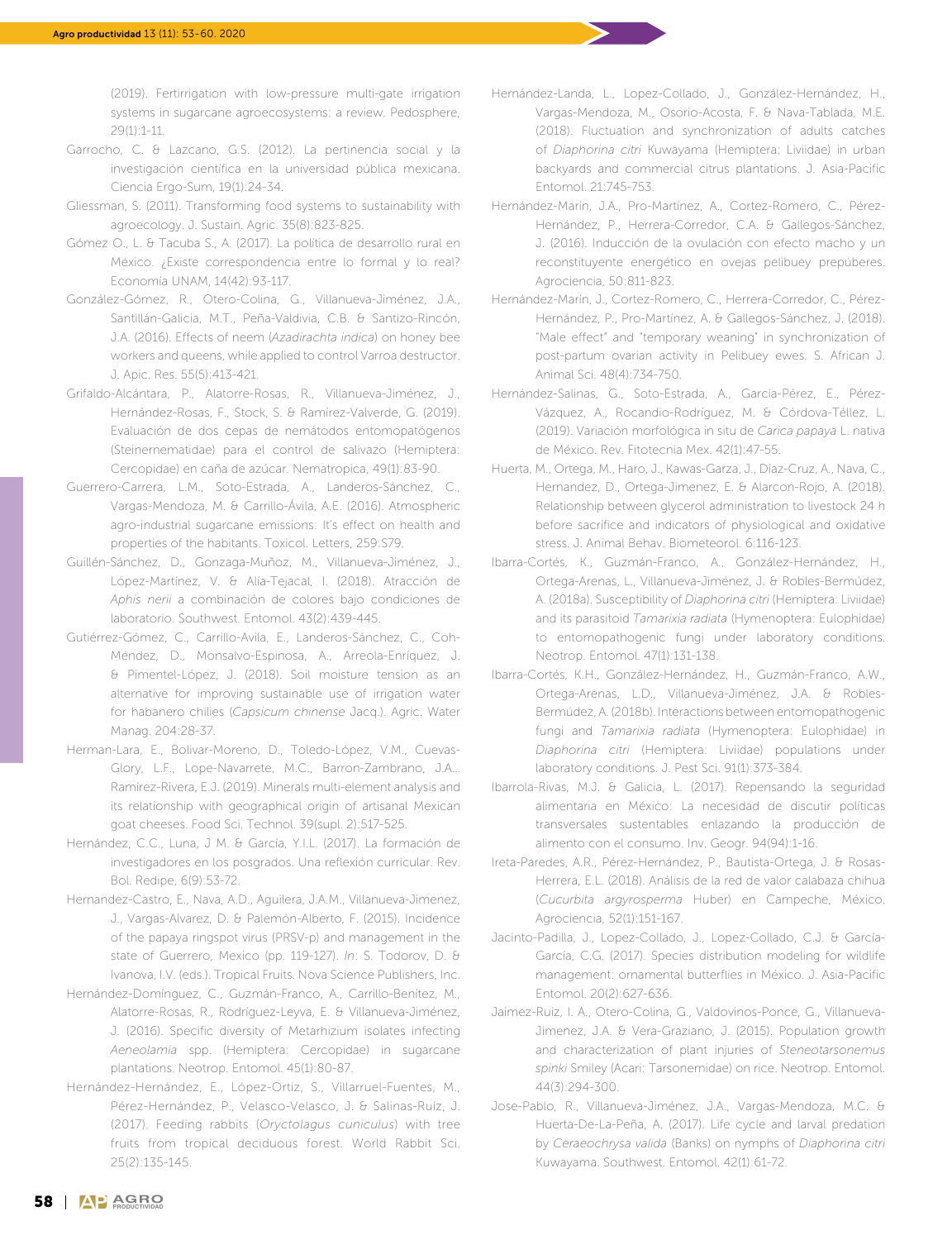(2019). Fertirrigation with low-pressure multi-gate irrigation systems in sugarcane agroecosystems: a review. Pedosphere, 29(1):1-11.

Garrocho, C. & Lazcano, G.S. (2012). La pertinencia social y la investigación científica en la universidad pública mexicana. Ciencia Ergo-Sum, 19(1):24-34.

Gliessman, S. (2011). Transforming food systems to sustainability with agroecology. J. Sustain. Agric. 35(8):823-825.

Gómez O., L. & Tacuba S., A. (2017). La política de desarrollo rural en México. ¿Existe correspondencia entre lo formal y lo real? Economía UNAM, 14(42):93-117.

González-Gómez, R., Otero-Colina, G., Villanueva-Jiménez, J.A., Santillán-Galicia, M.T., Peña-Valdivia, C.B. & Santizo-Rincón, J.A. (2016). Effects of neem (*Azadirachta indica*) on honey bee workers and queens, while applied to control Varroa destructor. J. Apic. Res. 55(5):413-421.

Grifaldo-Alcántara, P., Alatorre-Rosas, R., Villanueva-Jiménez, J., Hernández-Rosas, F., Stock, S. & Ramírez-Valverde, G. (2019). Evaluación de dos cepas de nemátodos entomopatógenos (Steinernematidae) para el control de salivazo (Hemiptera: Cercopidae) en caña de azúcar. Nematropica, 49(1):83-90.

Guerrero-Carrera, L.M., Soto-Estrada, A., Landeros-Sánchez, C., Vargas-Mendoza, M. & Carrillo-Ávila, A.E. (2016). Atmospheric agro-industrial sugarcane emissions: It's effect on health and properties of the habitants. Toxicol. Letters, 259:S79.

Guillén-Sánchez, D., Gonzaga-Muñoz, M., Villanueva-Jiménez, J., López-Martínez, V. & Alía-Tejacal, I. (2018). Atracción de *Aphis nerii* a combinación de colores bajo condiciones de laboratorio. Southwest. Entomol. 43(2):439-445.

Gutiérrez-Gómez, C., Carrillo-Avila, E., Landeros-Sánchez, C., Coh-Méndez, D., Monsalvo-Espinosa, A., Arreola-Enríquez, J. & Pimentel-López, J. (2018). Soil moisture tension as an alternative for improving sustainable use of irrigation water for habanero chilies (*Capsicum chinense* Jacq.). Agric. Water Manag. 204:28-37.

Herman-Lara, E., Bolivar-Moreno, D., Toledo-López, V.M., Cuevas-Glory, L.F., Lope-Navarrete, M.C., Barron-Zambrano, J.A... Ramírez-Rivera, E.J. (2019). Minerals multi-element analysis and its relationship with geographical origin of artisanal Mexican goat cheeses. Food Sci. Technol. 39(supl. 2):517-525.

Hernández, C.C., Luna, J M. & García, Y.I.L. (2017). La formación de investigadores en los posgrados. Una reflexión curricular. Rev. Bol. Redipe, 6(9):53-72.

Hernandez-Castro, E., Nava, A.D., Aguilera, J.A.M., Villanueva-Jimenez, J., Vargas-Alvarez, D. & Palemón-Alberto, F. (2015). Incidence of the papaya ringspot virus (PRSV-p) and management in the state of Guerrero, Mexico (pp. 119-127). *In*: S. Todorov, D. & Ivanova, I.V. (eds.). Tropical Fruits. Nova Science Publishers, Inc.

Hernández-Domínguez, C., Guzmán-Franco, A., Carrillo-Benítez, M., Alatorre-Rosas, R., Rodríguez-Leyva, E. & Villanueva-Jiménez, J. (2016). Specific diversity of Metarhizium isolates infecting *Aeneolamia* spp. (Hemiptera: Cercopidae) in sugarcane plantations. Neotrop. Entomol. 45(1):80-87.

Hernández-Hernández, E., López-Ortiz, S., Villarruel-Fuentes, M., Pérez-Hernández, P., Velasco-Velasco, J. & Salinas-Ruíz, J. (2017). Feeding rabbits (*Oryctolagus cuniculus*) with tree fruits from tropical deciduous forest. World Rabbit Sci. 25(2):135-145.

Hernández-Landa, L., Lopez-Collado, J., González-Hernández, H., Vargas-Mendoza, M., Osorio-Acosta, F. & Nava-Tablada, M.E. (2018). Fluctuation and synchronization of adults catches of *Diaphorina citri* Kuwayama (Hemiptera: Liviidae) in urban backyards and commercial citrus plantations. J. Asia-Pacific Entomol. 21:745-753.

Hernández-Marín, J.A., Pro-Martínez, A., Cortez-Romero, C., Pérez-Hernández, P., Herrera-Corredor, C.A. & Gallegos-Sánchez, J. (2016). Inducción de la ovulación con efecto macho y un reconstituyente energético en ovejas pelibuey prepúberes. Agrociencia, 50:811-823.

Hernández-Marín, J., Cortez-Romero, C., Herrera-Corredor, C., Pérez-Hernández, P., Pro-Martínez, A. & Gallegos-Sánchez, J. (2018). "Male effect" and "temporary weaning" in synchronization of post-partum ovarian activity in Pelibuey ewes. S. African J. Animal Sci. 48(4):734-750.

Hernández-Salinas, G., Soto-Estrada, A., García-Pérez, E., Pérez-Vázquez, A., Rocandio-Rodríguez, M. & Córdova-Téllez, L. (2019). Variación morfológica in situ de *Carica papaya* L. nativa de México. Rev. Fitotecnia Mex. 42(1):47-55.

Huerta, M., Ortega, M., Haro, J., Kawas-Garza, J., Díaz-Cruz, A., Nava, C., Hernandez, D., Ortega-Jimenez, E. & Alarcon-Rojo, A. (2018). Relationship between glycerol administration to livestock 24 h before sacrifice and indicators of physiological and oxidative stress. J. Animal Behav. Biometeorol. 6:116-123.

Ibarra-Cortés, K., Guzmán-Franco, A., González-Hernández, H., Ortega-Arenas, L., Villanueva-Jiménez, J. & Robles-Bermúdez, A. (2018a). Susceptibility of *Diaphorina citri* (Hemiptera: Liviidae) and its parasitoid *Tamarixia radiata* (Hymenoptera: Eulophidae) to entomopathogenic fungi under laboratory conditions. Neotrop. Entomol. 47(1):131-138.

Ibarra-Cortés, K.H., González-Hernández, H., Guzmán-Franco, A.W., Ortega-Arenas, L.D., Villanueva-Jiménez, J.A. & Robles-Bermúdez, A. (2018b). Interactions between entomopathogenic fungi and *Tamarixia radiata* (Hymenoptera: Eulophidae) in *Diaphorina citri* (Hemiptera: Liviidae) populations under laboratory conditions. J. Pest Sci. 91(1):373-384.

Ibarrola-Rivas, M.J. & Galicia, L. (2017). Repensando la seguridad alimentaria en México: La necesidad de discutir políticas transversales sustentables enlazando la producción de alimento con el consumo. Inv. Geogr. 94(94):1-16.

Ireta-Paredes, A.R., Pérez-Hernández, P., Bautista-Ortega, J. & Rosas-Herrera, E.L. (2018). Análisis de la red de valor calabaza chihua (*Cucurbita argyrosperma* Huber) en Campeche, México. Agrociencia, 52(1):151-167.

Jacinto-Padilla, J., Lopez-Collado, J., Lopez-Collado, C.J. & García-García, C.G. (2017). Species distribution modeling for wildlife management: ornamental butterflies in México. J. Asia-Pacific Entomol. 20(2):627-636.

Jaimez-Ruiz, I. A., Otero-Colina, G., Valdovinos-Ponce, G., Villanueva-Jimenez, J.A. & Vera-Graziano, J. (2015). Population growth and characterization of plant injuries of *Steneotarsonemus spinki* Smiley (Acari: Tarsonemidae) on rice. Neotrop. Entomol. 44(3):294-300.

Jose-Pablo, R., Villanueva-Jiménez, J.A., Vargas-Mendoza, M.C. & Huerta-De-La-Peña, A. (2017). Life cycle and larval predation by *Ceraeochrysa valida* (Banks) on nymphs of *Diaphorina citri* Kuwayama. Southwest. Entomol. 42(1):61-72.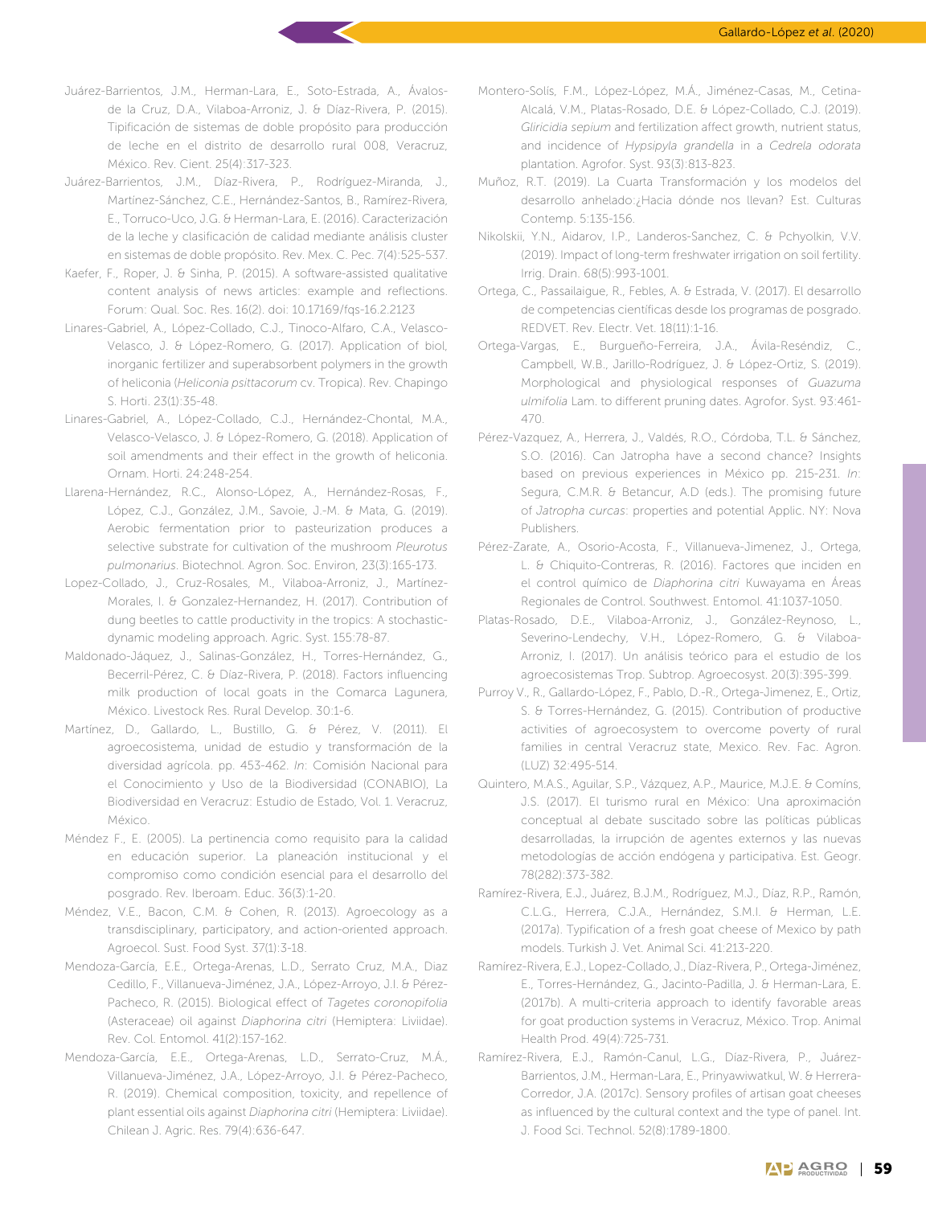Juárez-Barrientos, J.M., Herman-Lara, E., Soto-Estrada, A., Ávalos-de la Cruz, D.A., Vilaboa-Arroniz, J. & Díaz-Rivera, P. (2015). Tipificación de sistemas de doble propósito para producción de leche en el distrito de desarrollo rural 008, Veracruz, México. Rev. Cient. 25(4):317-323.

Juárez-Barrientos, J.M., Díaz-Rivera, P., Rodríguez-Miranda, J., Martínez-Sánchez, C.E., Hernández-Santos, B., Ramírez-Rivera, E., Torruco-Uco, J.G. & Herman-Lara, E. (2016). Caracterización de la leche y clasificación de calidad mediante análisis cluster en sistemas de doble propósito. Rev. Mex. C. Pec. 7(4):525-537.

Kaefer, F., Roper, J. & Sinha, P. (2015). A software-assisted qualitative content analysis of news articles: example and reflections. Forum: Qual. Soc. Res. 16(2). doi: 10.17169/fqs-16.2.2123

Linares-Gabriel, A., López-Collado, C.J., Tinoco-Alfaro, C.A., Velasco-Velasco, J. & López-Romero, G. (2017). Application of biol, inorganic fertilizer and superabsorbent polymers in the growth of heliconia (*Heliconia psittacorum* cv. Tropica). Rev. Chapingo S. Horti. 23(1):35-48.

Linares-Gabriel, A., López-Collado, C.J., Hernández-Chontal, M.A., Velasco-Velasco, J. & López-Romero, G. (2018). Application of soil amendments and their effect in the growth of heliconia. Ornam. Horti. 24:248-254.

Llarena-Hernández, R.C., Alonso-López, A., Hernández-Rosas, F., López, C.J., González, J.M., Savoie, J.-M. & Mata, G. (2019). Aerobic fermentation prior to pasteurization produces a selective substrate for cultivation of the mushroom *Pleurotus pulmonarius*. Biotechnol. Agron. Soc. Environ, 23(3):165-173.

Lopez-Collado, J., Cruz-Rosales, M., Vilaboa-Arroniz, J., Martínez-Morales, I. & Gonzalez-Hernandez, H. (2017). Contribution of dung beetles to cattle productivity in the tropics: A stochastic-dynamic modeling approach. Agric. Syst. 155:78-87.

Maldonado-Jáquez, J., Salinas-González, H., Torres-Hernández, G., Becerril-Pérez, C. & Díaz-Rivera, P. (2018). Factors influencing milk production of local goats in the Comarca Lagunera, México. Livestock Res. Rural Develop. 30:1-6.

Martínez, D., Gallardo, L., Bustillo, G. & Pérez, V. (2011). El agroecosistema, unidad de estudio y transformación de la diversidad agrícola. pp. 453-462. *In*: Comisión Nacional para el Conocimiento y Uso de la Biodiversidad (CONABIO), La Biodiversidad en Veracruz: Estudio de Estado, Vol. 1. Veracruz, México.

Méndez F., E. (2005). La pertinencia como requisito para la calidad en educación superior. La planeación institucional y el compromiso como condición esencial para el desarrollo del posgrado. Rev. Iberoam. Educ. 36(3):1-20.

Méndez, V.E., Bacon, C.M. & Cohen, R. (2013). Agroecology as a transdisciplinary, participatory, and action-oriented approach. Agroecol. Sust. Food Syst. 37(1):3-18.

Mendoza-García, E.E., Ortega-Arenas, L.D., Serrato Cruz, M.A., Diaz Cedillo, F., Villanueva-Jiménez, J.A., López-Arroyo, J.I. & Pérez-Pacheco, R. (2015). Biological effect of *Tagetes coronopifolia* (Asteraceae) oil against *Diaphorina citri* (Hemiptera: Liviidae). Rev. Col. Entomol. 41(2):157-162.

Mendoza-García, E.E., Ortega-Arenas, L.D., Serrato-Cruz, M.Á., Villanueva-Jiménez, J.A., López-Arroyo, J.I. & Pérez-Pacheco, R. (2019). Chemical composition, toxicity, and repellence of plant essential oils against *Diaphorina citri* (Hemiptera: Liviidae). Chilean J. Agric. Res. 79(4):636-647.

Montero-Solís, F.M., López-López, M.Á., Jiménez-Casas, M., Cetina-Alcalá, V.M., Platas-Rosado, D.E. & López-Collado, C.J. (2019). *Gliricidia sepium* and fertilization affect growth, nutrient status, and incidence of *Hypsipyla grandella* in a *Cedrela odorata* plantation. Agrofor. Syst. 93(3):813-823.

Muñoz, R.T. (2019). La Cuarta Transformación y los modelos del desarrollo anhelado:¿Hacia dónde nos llevan? Est. Culturas Contemp. 5:135-156.

Nikolskii, Y.N., Aidarov, I.P., Landeros-Sanchez, C. & Pchyolkin, V.V. (2019). Impact of long-term freshwater irrigation on soil fertility. Irrig. Drain. 68(5):993-1001.

Ortega, C., Passailaigue, R., Febles, A. & Estrada, V. (2017). El desarrollo de competencias científicas desde los programas de posgrado. REDVET. Rev. Electr. Vet. 18(11):1-16.

Ortega-Vargas, E., Burgueño-Ferreira, J.A., Ávila-Reséndiz, C., Campbell, W.B., Jarillo-Rodríguez, J. & López-Ortiz, S. (2019). Morphological and physiological responses of *Guazuma ulmifolia* Lam. to different pruning dates. Agrofor. Syst. 93:461-470.

Pérez-Vazquez, A., Herrera, J., Valdés, R.O., Córdoba, T.L. & Sánchez, S.O. (2016). Can Jatropha have a second chance? Insights based on previous experiences in México pp. 215-231. *In*: Segura, C.M.R. & Betancur, A.D (eds.). The promising future of *Jatropha curcas*: properties and potential Applic. NY: Nova Publishers.

Pérez-Zarate, A., Osorio-Acosta, F., Villanueva-Jimenez, J., Ortega, L. & Chiquito-Contreras, R. (2016). Factores que inciden en el control químico de *Diaphorina citri* Kuwayama en Áreas Regionales de Control. Southwest. Entomol. 41:1037-1050.

Platas-Rosado, D.E., Vilaboa-Arroniz, J., González-Reynoso, L., Severino-Lendechy, V.H., López-Romero, G. & Vilaboa-Arroniz, I. (2017). Un análisis teórico para el estudio de los agroecosistemas Trop. Subtrop. Agroecosyst. 20(3):395-399.

Purroy V., R., Gallardo-López, F., Pablo, D.-R., Ortega-Jimenez, E., Ortiz, S. & Torres-Hernández, G. (2015). Contribution of productive activities of agroecosystem to overcome poverty of rural families in central Veracruz state, Mexico. Rev. Fac. Agron. (LUZ) 32:495-514.

Quintero, M.A.S., Aguilar, S.P., Vázquez, A.P., Maurice, M.J.E. & Comíns, J.S. (2017). El turismo rural en México: Una aproximación conceptual al debate suscitado sobre las políticas públicas desarrolladas, la irrupción de agentes externos y las nuevas metodologías de acción endógena y participativa. Est. Geogr. 78(282):373-382.

Ramírez-Rivera, E.J., Juárez, B.J.M., Rodríguez, M.J., Díaz, R.P., Ramón, C.L.G., Herrera, C.J.A., Hernández, S.M.I. & Herman, L.E. (2017a). Typification of a fresh goat cheese of Mexico by path models. Turkish J. Vet. Animal Sci. 41:213-220.

Ramírez-Rivera, E.J., Lopez-Collado, J., Díaz-Rivera, P., Ortega-Jiménez, E., Torres-Hernández, G., Jacinto-Padilla, J. & Herman-Lara, E. (2017b). A multi-criteria approach to identify favorable areas for goat production systems in Veracruz, México. Trop. Animal Health Prod. 49(4):725-731.

Ramírez-Rivera, E.J., Ramón-Canul, L.G., Díaz-Rivera, P., Juárez-Barrientos, J.M., Herman-Lara, E., Prinyawiwatkul, W. & Herrera-Corredor, J.A. (2017c). Sensory profiles of artisan goat cheeses as influenced by the cultural context and the type of panel. Int. J. Food Sci. Technol. 52(8):1789-1800.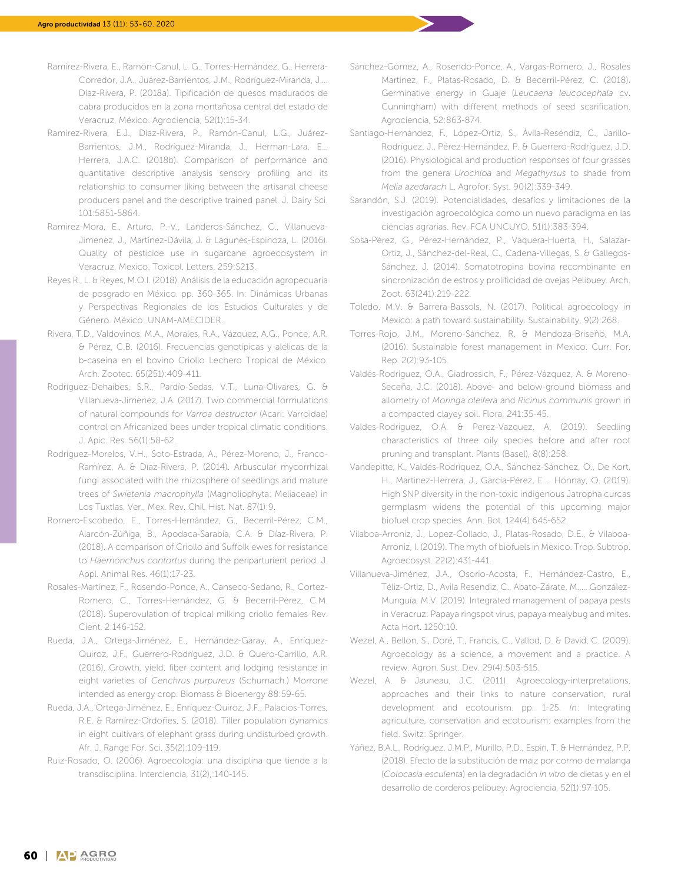Ramírez-Rivera, E., Ramón-Canul, L. G., Torres-Hernández, G., Herrera-Corredor, J.A., Juárez-Barrientos, J.M., Rodríguez-Miranda, J.… Díaz-Rivera, P. (2018a). Tipificación de quesos madurados de cabra producidos en la zona montañosa central del estado de Veracruz, México. Agrociencia, 52(1):15-34.

Ramírez-Rivera, E.J., Díaz-Rivera, P., Ramón-Canul, L.G., Juárez-Barrientos, J.M., Rodríguez-Miranda, J., Herman-Lara, E… Herrera, J.A.C. (2018b). Comparison of performance and quantitative descriptive analysis sensory profiling and its relationship to consumer liking between the artisanal cheese producers panel and the descriptive trained panel. J. Dairy Sci. 101:5851-5864.

Ramirez-Mora, E., Arturo, P.-V., Landeros-Sánchez, C., Villanueva-Jimenez, J., Martinez-Dávila, J. & Lagunes-Espinoza, L. (2016). Quality of pesticide use in sugarcane agroecosystem in Veracruz, Mexico. Toxicol. Letters, 259:S213.

Reyes R., L. & Reyes, M.O.I. (2018). Análisis de la educación agropecuaria de posgrado en México. pp. 360-365. In: Dinámicas Urbanas y Perspectivas Regionales de los Estudios Culturales y de Género. México: UNAM-AMECIDER.

Rivera, T.D., Valdovinos, M.A., Morales, R.A., Vázquez, A.G., Ponce, A.R. & Pérez, C.B. (2016). Frecuencias genotípicas y alélicas de la b-caseína en el bovino Criollo Lechero Tropical de México. Arch. Zootec. 65(251):409-411.

Rodríguez-Dehaibes, S.R., Pardío-Sedas, V.T., Luna-Olivares, G. & Villanueva-Jimenez, J.A. (2017). Two commercial formulations of natural compounds for *Varroa destructor* (Acari: Varroidae) control on Africanized bees under tropical climatic conditions. J. Apic. Res. 56(1):58-62.

Rodríguez-Morelos, V.H., Soto-Estrada, A., Pérez-Moreno, J., Franco-Ramírez, A. & Díaz-Rivera, P. (2014). Arbuscular mycorrhizal fungi associated with the rhizosphere of seedlings and mature trees of *Swietenia macrophylla* (Magnoliophyta: Meliaceae) in Los Tuxtlas, Ver., Mex. Rev. Chil. Hist. Nat. 87(1):9.

Romero-Escobedo, E., Torres-Hernández, G., Becerril-Pérez, C.M., Alarcón-Zúñiga, B., Apodaca-Sarabia, C.A. & Díaz-Rivera, P. (2018). A comparison of Criollo and Suffolk ewes for resistance to *Haemonchus contortus* during the periparturient period. J. Appl. Animal Res. 46(1):17-23.

Rosales-Martínez, F., Rosendo-Ponce, A., Canseco-Sedano, R., Cortez-Romero, C., Torres-Hernández, G. & Becerril-Pérez, C.M. (2018). Superovulation of tropical milking criollo females Rev. Cient. 2:146-152.

Rueda, J.A., Ortega-Jiménez, E., Hernández-Garay, A., Enríquez-Quiroz, J.F., Guerrero-Rodríguez, J.D. & Quero-Carrillo, A.R. (2016). Growth, yield, fiber content and lodging resistance in eight varieties of *Cenchrus purpureus* (Schumach.) Morrone intended as energy crop. Biomass & Bioenergy 88:59-65.

Rueda, J.A., Ortega-Jiménez, E., Enríquez-Quiroz, J.F., Palacios-Torres, R.E. & Ramírez-Ordoñes, S. (2018). Tiller population dynamics in eight cultivars of elephant grass during undisturbed growth. Afr. J. Range For. Sci. 35(2):109-119.

Ruiz-Rosado, O. (2006). Agroecología: una disciplina que tiende a la transdisciplina. Interciencia, 31(2),:140-145.

Sánchez-Gómez, A., Rosendo-Ponce, A., Vargas-Romero, J., Rosales Martinez, F., Platas-Rosado, D. & Becerril-Pérez, C. (2018). Germinative energy in Guaje (*Leucaena leucocephala* cv. Cunningham) with different methods of seed scarification. Agrociencia, 52:863-874.

Santiago-Hernández, F., López-Ortiz, S., Ávila-Reséndiz, C., Jarillo-Rodríguez, J., Pérez-Hernández, P. & Guerrero-Rodríguez, J.D. (2016). Physiological and production responses of four grasses from the genera *Urochloa* and *Megathyrsus* to shade from *Melia azedarach* L. Agrofor. Syst. 90(2):339-349.

Sarandón, S.J. (2019). Potencialidades, desafíos y limitaciones de la investigación agroecológica como un nuevo paradigma en las ciencias agrarias. Rev. FCA UNCUYO, 51(1):383-394.

Sosa-Pérez, G., Pérez-Hernández, P., Vaquera-Huerta, H., Salazar-Ortiz, J., Sánchez-del-Real, C., Cadena-Villegas, S. & Gallegos-Sánchez, J. (2014). Somatotropina bovina recombinante en sincronización de estros y prolificidad de ovejas Pelibuey. Arch. Zoot. 63(241):219-222.

Toledo, M.V. & Barrera-Bassols, N. (2017). Political agroecology in Mexico: a path toward sustainability. Sustainability, 9(2):268.

Torres-Rojo, J.M., Moreno-Sánchez, R. & Mendoza-Briseño, M.A. (2016). Sustainable forest management in Mexico. Curr. For. Rep. 2(2):93-105.

Valdés-Rodríguez, O.A., Giadrossich, F., Pérez-Vázquez, A. & Moreno-Seceña, J.C. (2018). Above- and below-ground biomass and allometry of *Moringa oleifera* and *Ricinus communis* grown in a compacted clayey soil. Flora, 241:35-45.

Valdes-Rodriguez, O.A. & Perez-Vazquez, A. (2019). Seedling characteristics of three oily species before and after root pruning and transplant. Plants (Basel), 8(8):258.

Vandepitte, K., Valdés-Rodríquez, O.A., Sánchez-Sánchez, O., De Kort, H., Martinez-Herrera, J., García-Pérez, E.… Honnay, O. (2019). High SNP diversity in the non-toxic indigenous Jatropha curcas germplasm widens the potential of this upcoming major biofuel crop species. Ann. Bot. 124(4):645-652.

Vilaboa-Arroniz, J., Lopez-Collado, J., Platas-Rosado, D.E., & Vilaboa-Arroniz, I. (2019). The myth of biofuels in Mexico. Trop. Subtrop. Agroecosyst. 22(2):431-441.

Villanueva-Jiménez, J.A., Osorio-Acosta, F., Hernández-Castro, E., Téliz-Ortiz, D., Avila Resendiz, C., Abato-Zárate, M.,… González-Munguía, M.V. (2019). Integrated management of papaya pests in Veracruz: Papaya ringspot virus, papaya mealybug and mites. Acta Hort. 1250:10.

Wezel, A., Bellon, S., Doré, T., Francis, C., Vallod, D. & David, C. (2009). Agroecology as a science, a movement and a practice. A review. Agron. Sust. Dev. 29(4):503-515.

Wezel, A. & Jauneau, J.C. (2011). Agroecology-interpretations, approaches and their links to nature conservation, rural development and ecotourism. pp. 1-25. *In*: Integrating agriculture, conservation and ecotourism: examples from the field. Switz: Springer.

Yáñez, B.A.L., Rodríguez, J.M.P., Murillo, P.D., Espin, T. & Hernández, P.P. (2018). Efecto de la substitución de maíz por cormo de malanga (*Colocasia esculenta*) en la degradación *in vitro* de dietas y en el desarrollo de corderos pelibuey. Agrociencia, 52(1):97-105.